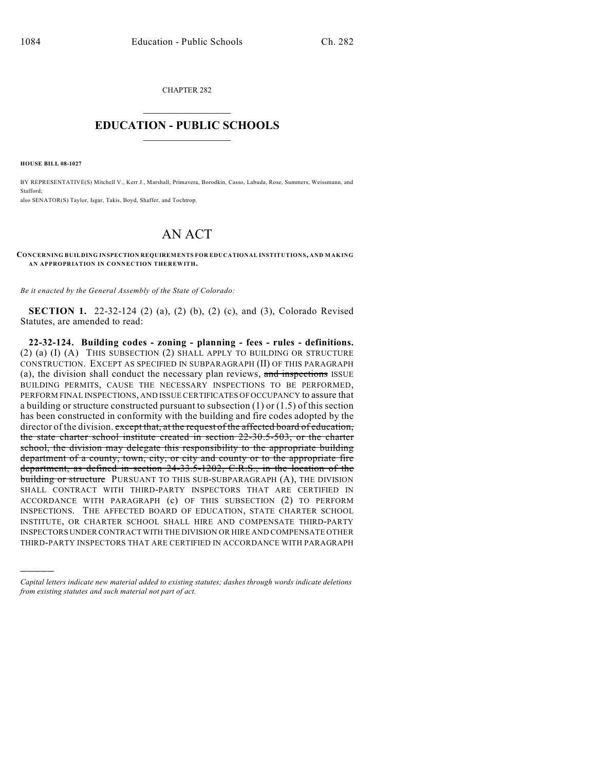CHAPTER 282

# EDUCATION - PUBLIC SCHOOLS

**HOUSE BILL 08-1027**

BY REPRESENTATIVE(S) Mitchell V., Kerr J., Marshall, Primavera, Borodkin, Casso, Labuda, Rose, Summers, Weissmann, and Stafford;
also SENATOR(S) Taylor, Isgar, Takis, Boyd, Shaffer, and Tochtrop.

# AN ACT

**CONCERNING BUILDING INSPECTION REQUIREMENTS FOR EDUCATIONAL INSTITUTIONS, AND MAKING AN APPROPRIATION IN CONNECTION THEREWITH.**

*Be it enacted by the General Assembly of the State of Colorado:*

**SECTION 1.** 22-32-124 (2) (a), (2) (b), (2) (c), and (3), Colorado Revised Statutes, are amended to read:

**22-32-124. Building codes - zoning - planning - fees - rules - definitions.** (2) (a) (I) (A) THIS SUBSECTION (2) SHALL APPLY TO BUILDING OR STRUCTURE CONSTRUCTION. EXCEPT AS SPECIFIED IN SUBPARAGRAPH (II) OF THIS PARAGRAPH (a), the division shall conduct the necessary plan reviews, ~~and inspections~~ ISSUE BUILDING PERMITS, CAUSE THE NECESSARY INSPECTIONS TO BE PERFORMED, PERFORM FINAL INSPECTIONS, AND ISSUE CERTIFICATES OF OCCUPANCY to assure that a building or structure constructed pursuant to subsection (1) or (1.5) of this section has been constructed in conformity with the building and fire codes adopted by the director of the division. ~~except that, at the request of the affected board of education, the state charter school institute created in section 22-30.5-503, or the charter school, the division may delegate this responsibility to the appropriate building department of a county, town, city, or city and county or to the appropriate fire department, as defined in section 24-33.5-1202, C.R.S., in the location of the building or structure~~ PURSUANT TO THIS SUB-SUBPARAGRAPH (A), THE DIVISION SHALL CONTRACT WITH THIRD-PARTY INSPECTORS THAT ARE CERTIFIED IN ACCORDANCE WITH PARAGRAPH (c) OF THIS SUBSECTION (2) TO PERFORM INSPECTIONS. THE AFFECTED BOARD OF EDUCATION, STATE CHARTER SCHOOL INSTITUTE, OR CHARTER SCHOOL SHALL HIRE AND COMPENSATE THIRD-PARTY INSPECTORS UNDER CONTRACT WITH THE DIVISION OR HIRE AND COMPENSATE OTHER THIRD-PARTY INSPECTORS THAT ARE CERTIFIED IN ACCORDANCE WITH PARAGRAPH

*Capital letters indicate new material added to existing statutes; dashes through words indicate deletions from existing statutes and such material not part of act.*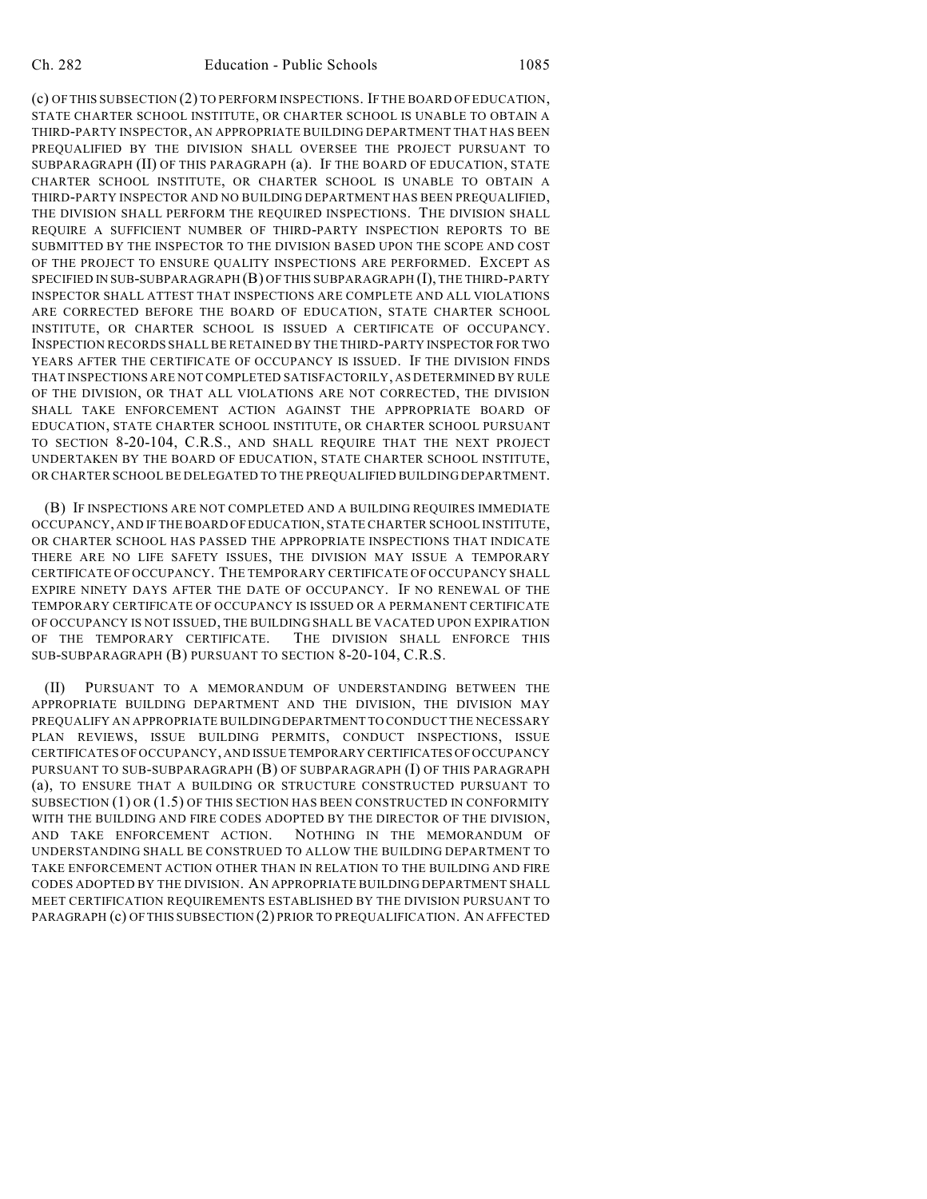(c) OF THIS SUBSECTION (2) TO PERFORM INSPECTIONS. IF THE BOARD OF EDUCATION, STATE CHARTER SCHOOL INSTITUTE, OR CHARTER SCHOOL IS UNABLE TO OBTAIN A THIRD-PARTY INSPECTOR, AN APPROPRIATE BUILDING DEPARTMENT THAT HAS BEEN PREQUALIFIED BY THE DIVISION SHALL OVERSEE THE PROJECT PURSUANT TO SUBPARAGRAPH (II) OF THIS PARAGRAPH (a). IF THE BOARD OF EDUCATION, STATE CHARTER SCHOOL INSTITUTE, OR CHARTER SCHOOL IS UNABLE TO OBTAIN A THIRD-PARTY INSPECTOR AND NO BUILDING DEPARTMENT HAS BEEN PREQUALIFIED, THE DIVISION SHALL PERFORM THE REQUIRED INSPECTIONS. THE DIVISION SHALL REQUIRE A SUFFICIENT NUMBER OF THIRD-PARTY INSPECTION REPORTS TO BE SUBMITTED BY THE INSPECTOR TO THE DIVISION BASED UPON THE SCOPE AND COST OF THE PROJECT TO ENSURE QUALITY INSPECTIONS ARE PERFORMED. EXCEPT AS SPECIFIED IN SUB-SUBPARAGRAPH (B) OF THIS SUBPARAGRAPH (I), THE THIRD-PARTY INSPECTOR SHALL ATTEST THAT INSPECTIONS ARE COMPLETE AND ALL VIOLATIONS ARE CORRECTED BEFORE THE BOARD OF EDUCATION, STATE CHARTER SCHOOL INSTITUTE, OR CHARTER SCHOOL IS ISSUED A CERTIFICATE OF OCCUPANCY. INSPECTION RECORDS SHALL BE RETAINED BY THE THIRD-PARTY INSPECTOR FOR TWO YEARS AFTER THE CERTIFICATE OF OCCUPANCY IS ISSUED. IF THE DIVISION FINDS THAT INSPECTIONS ARE NOT COMPLETED SATISFACTORILY, AS DETERMINED BY RULE OF THE DIVISION, OR THAT ALL VIOLATIONS ARE NOT CORRECTED, THE DIVISION SHALL TAKE ENFORCEMENT ACTION AGAINST THE APPROPRIATE BOARD OF EDUCATION, STATE CHARTER SCHOOL INSTITUTE, OR CHARTER SCHOOL PURSUANT TO SECTION 8-20-104, C.R.S., AND SHALL REQUIRE THAT THE NEXT PROJECT UNDERTAKEN BY THE BOARD OF EDUCATION, STATE CHARTER SCHOOL INSTITUTE, OR CHARTER SCHOOL BE DELEGATED TO THE PREQUALIFIED BUILDING DEPARTMENT.

(B) IF INSPECTIONS ARE NOT COMPLETED AND A BUILDING REQUIRES IMMEDIATE OCCUPANCY, AND IF THE BOARD OF EDUCATION, STATE CHARTER SCHOOL INSTITUTE, OR CHARTER SCHOOL HAS PASSED THE APPROPRIATE INSPECTIONS THAT INDICATE THERE ARE NO LIFE SAFETY ISSUES, THE DIVISION MAY ISSUE A TEMPORARY CERTIFICATE OF OCCUPANCY. THE TEMPORARY CERTIFICATE OF OCCUPANCY SHALL EXPIRE NINETY DAYS AFTER THE DATE OF OCCUPANCY. IF NO RENEWAL OF THE TEMPORARY CERTIFICATE OF OCCUPANCY IS ISSUED OR A PERMANENT CERTIFICATE OF OCCUPANCY IS NOT ISSUED, THE BUILDING SHALL BE VACATED UPON EXPIRATION OF THE TEMPORARY CERTIFICATE. THE DIVISION SHALL ENFORCE THIS SUB-SUBPARAGRAPH (B) PURSUANT TO SECTION 8-20-104, C.R.S.

(II) PURSUANT TO A MEMORANDUM OF UNDERSTANDING BETWEEN THE APPROPRIATE BUILDING DEPARTMENT AND THE DIVISION, THE DIVISION MAY PREQUALIFY AN APPROPRIATE BUILDING DEPARTMENT TO CONDUCT THE NECESSARY PLAN REVIEWS, ISSUE BUILDING PERMITS, CONDUCT INSPECTIONS, ISSUE CERTIFICATES OF OCCUPANCY, AND ISSUE TEMPORARY CERTIFICATES OF OCCUPANCY PURSUANT TO SUB-SUBPARAGRAPH (B) OF SUBPARAGRAPH (I) OF THIS PARAGRAPH (a), TO ENSURE THAT A BUILDING OR STRUCTURE CONSTRUCTED PURSUANT TO SUBSECTION (1) OR (1.5) OF THIS SECTION HAS BEEN CONSTRUCTED IN CONFORMITY WITH THE BUILDING AND FIRE CODES ADOPTED BY THE DIRECTOR OF THE DIVISION, AND TAKE ENFORCEMENT ACTION. NOTHING IN THE MEMORANDUM OF UNDERSTANDING SHALL BE CONSTRUED TO ALLOW THE BUILDING DEPARTMENT TO TAKE ENFORCEMENT ACTION OTHER THAN IN RELATION TO THE BUILDING AND FIRE CODES ADOPTED BY THE DIVISION. AN APPROPRIATE BUILDING DEPARTMENT SHALL MEET CERTIFICATION REQUIREMENTS ESTABLISHED BY THE DIVISION PURSUANT TO PARAGRAPH (c) OF THIS SUBSECTION (2) PRIOR TO PREQUALIFICATION. AN AFFECTED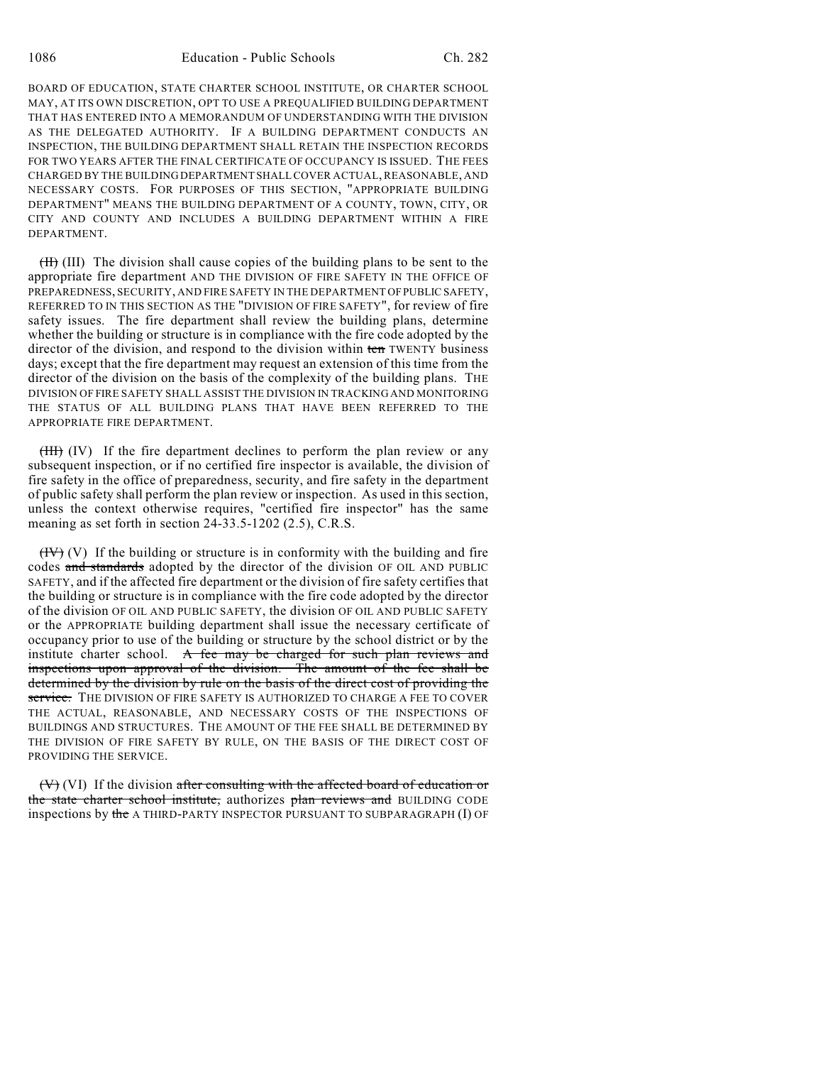BOARD OF EDUCATION, STATE CHARTER SCHOOL INSTITUTE, OR CHARTER SCHOOL MAY, AT ITS OWN DISCRETION, OPT TO USE A PREQUALIFIED BUILDING DEPARTMENT THAT HAS ENTERED INTO A MEMORANDUM OF UNDERSTANDING WITH THE DIVISION AS THE DELEGATED AUTHORITY. IF A BUILDING DEPARTMENT CONDUCTS AN INSPECTION, THE BUILDING DEPARTMENT SHALL RETAIN THE INSPECTION RECORDS FOR TWO YEARS AFTER THE FINAL CERTIFICATE OF OCCUPANCY IS ISSUED. THE FEES CHARGED BY THE BUILDING DEPARTMENT SHALL COVER ACTUAL, REASONABLE, AND NECESSARY COSTS. FOR PURPOSES OF THIS SECTION, "APPROPRIATE BUILDING DEPARTMENT" MEANS THE BUILDING DEPARTMENT OF A COUNTY, TOWN, CITY, OR CITY AND COUNTY AND INCLUDES A BUILDING DEPARTMENT WITHIN A FIRE DEPARTMENT.

~~(II)~~ (III) The division shall cause copies of the building plans to be sent to the appropriate fire department AND THE DIVISION OF FIRE SAFETY IN THE OFFICE OF PREPAREDNESS, SECURITY, AND FIRE SAFETY IN THE DEPARTMENT OF PUBLIC SAFETY, REFERRED TO IN THIS SECTION AS THE "DIVISION OF FIRE SAFETY", for review of fire safety issues. The fire department shall review the building plans, determine whether the building or structure is in compliance with the fire code adopted by the director of the division, and respond to the division within ~~ten~~ TWENTY business days; except that the fire department may request an extension of this time from the director of the division on the basis of the complexity of the building plans. THE DIVISION OF FIRE SAFETY SHALL ASSIST THE DIVISION IN TRACKING AND MONITORING THE STATUS OF ALL BUILDING PLANS THAT HAVE BEEN REFERRED TO THE APPROPRIATE FIRE DEPARTMENT.

~~(III)~~ (IV) If the fire department declines to perform the plan review or any subsequent inspection, or if no certified fire inspector is available, the division of fire safety in the office of preparedness, security, and fire safety in the department of public safety shall perform the plan review or inspection. As used in this section, unless the context otherwise requires, "certified fire inspector" has the same meaning as set forth in section 24-33.5-1202 (2.5), C.R.S.

~~(IV)~~ (V) If the building or structure is in conformity with the building and fire codes ~~and standards~~ adopted by the director of the division OF OIL AND PUBLIC SAFETY, and if the affected fire department or the division of fire safety certifies that the building or structure is in compliance with the fire code adopted by the director of the division OF OIL AND PUBLIC SAFETY, the division OF OIL AND PUBLIC SAFETY or the APPROPRIATE building department shall issue the necessary certificate of occupancy prior to use of the building or structure by the school district or by the institute charter school. ~~A fee may be charged for such plan reviews and inspections upon approval of the division. The amount of the fee shall be determined by the division by rule on the basis of the direct cost of providing the service.~~ THE DIVISION OF FIRE SAFETY IS AUTHORIZED TO CHARGE A FEE TO COVER THE ACTUAL, REASONABLE, AND NECESSARY COSTS OF THE INSPECTIONS OF BUILDINGS AND STRUCTURES. THE AMOUNT OF THE FEE SHALL BE DETERMINED BY THE DIVISION OF FIRE SAFETY BY RULE, ON THE BASIS OF THE DIRECT COST OF PROVIDING THE SERVICE.

~~(V)~~ (VI) If the division ~~after consulting with the affected board of education or the state charter school institute,~~ authorizes ~~plan reviews and~~ BUILDING CODE inspections by ~~the~~ A THIRD-PARTY INSPECTOR PURSUANT TO SUBPARAGRAPH (I) OF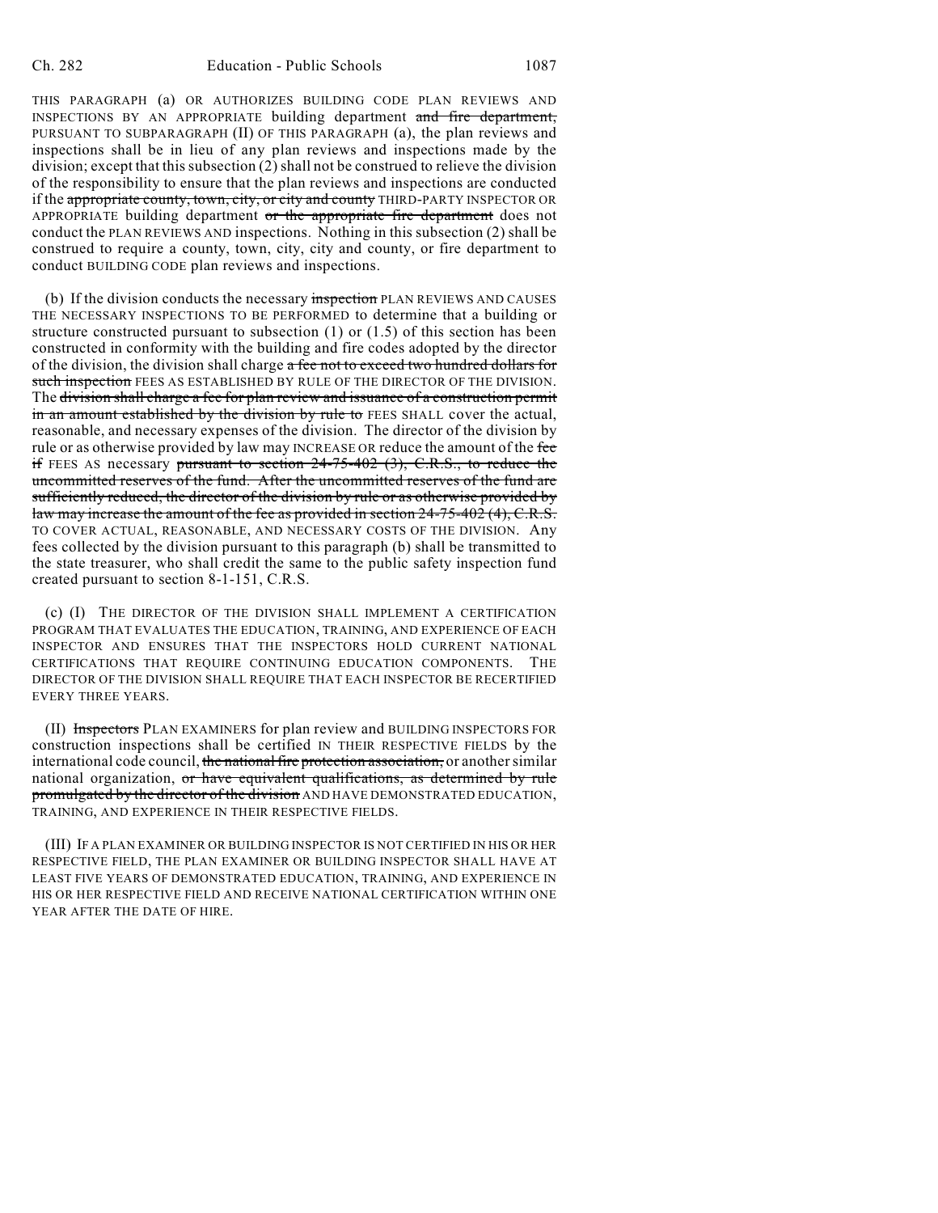THIS PARAGRAPH (a) OR AUTHORIZES BUILDING CODE PLAN REVIEWS AND INSPECTIONS BY AN APPROPRIATE building department ~~and fire department,~~ PURSUANT TO SUBPARAGRAPH (II) OF THIS PARAGRAPH (a), the plan reviews and inspections shall be in lieu of any plan reviews and inspections made by the division; except that this subsection (2) shall not be construed to relieve the division of the responsibility to ensure that the plan reviews and inspections are conducted if the ~~appropriate county, town, city, or city and county~~ THIRD-PARTY INSPECTOR OR APPROPRIATE building department ~~or the appropriate fire department~~ does not conduct the PLAN REVIEWS AND inspections. Nothing in this subsection (2) shall be construed to require a county, town, city, city and county, or fire department to conduct BUILDING CODE plan reviews and inspections.

(b) If the division conducts the necessary ~~inspection~~ PLAN REVIEWS AND CAUSES THE NECESSARY INSPECTIONS TO BE PERFORMED to determine that a building or structure constructed pursuant to subsection (1) or (1.5) of this section has been constructed in conformity with the building and fire codes adopted by the director of the division, the division shall charge ~~a fee not to exceed two hundred dollars for such inspection~~ FEES AS ESTABLISHED BY RULE OF THE DIRECTOR OF THE DIVISION. The ~~division shall charge a fee for plan review and issuance of a construction permit in an amount established by the division by rule to~~ FEES SHALL cover the actual, reasonable, and necessary expenses of the division. The director of the division by rule or as otherwise provided by law may INCREASE OR reduce the amount of the ~~fee if~~ FEES AS necessary ~~pursuant to section 24-75-402 (3), C.R.S., to reduce the uncommitted reserves of the fund. After the uncommitted reserves of the fund are sufficiently reduced, the director of the division by rule or as otherwise provided by law may increase the amount of the fee as provided in section 24-75-402 (4), C.R.S.~~ TO COVER ACTUAL, REASONABLE, AND NECESSARY COSTS OF THE DIVISION. Any fees collected by the division pursuant to this paragraph (b) shall be transmitted to the state treasurer, who shall credit the same to the public safety inspection fund created pursuant to section 8-1-151, C.R.S.

(c) (I) THE DIRECTOR OF THE DIVISION SHALL IMPLEMENT A CERTIFICATION PROGRAM THAT EVALUATES THE EDUCATION, TRAINING, AND EXPERIENCE OF EACH INSPECTOR AND ENSURES THAT THE INSPECTORS HOLD CURRENT NATIONAL CERTIFICATIONS THAT REQUIRE CONTINUING EDUCATION COMPONENTS. THE DIRECTOR OF THE DIVISION SHALL REQUIRE THAT EACH INSPECTOR BE RECERTIFIED EVERY THREE YEARS.

(II) ~~Inspectors~~ PLAN EXAMINERS for plan review and BUILDING INSPECTORS FOR construction inspections shall be certified IN THEIR RESPECTIVE FIELDS by the international code council, ~~the national fire protection association,~~ or another similar national organization, ~~or have equivalent qualifications, as determined by rule promulgated by the director of the division~~ AND HAVE DEMONSTRATED EDUCATION, TRAINING, AND EXPERIENCE IN THEIR RESPECTIVE FIELDS.

(III) IF A PLAN EXAMINER OR BUILDING INSPECTOR IS NOT CERTIFIED IN HIS OR HER RESPECTIVE FIELD, THE PLAN EXAMINER OR BUILDING INSPECTOR SHALL HAVE AT LEAST FIVE YEARS OF DEMONSTRATED EDUCATION, TRAINING, AND EXPERIENCE IN HIS OR HER RESPECTIVE FIELD AND RECEIVE NATIONAL CERTIFICATION WITHIN ONE YEAR AFTER THE DATE OF HIRE.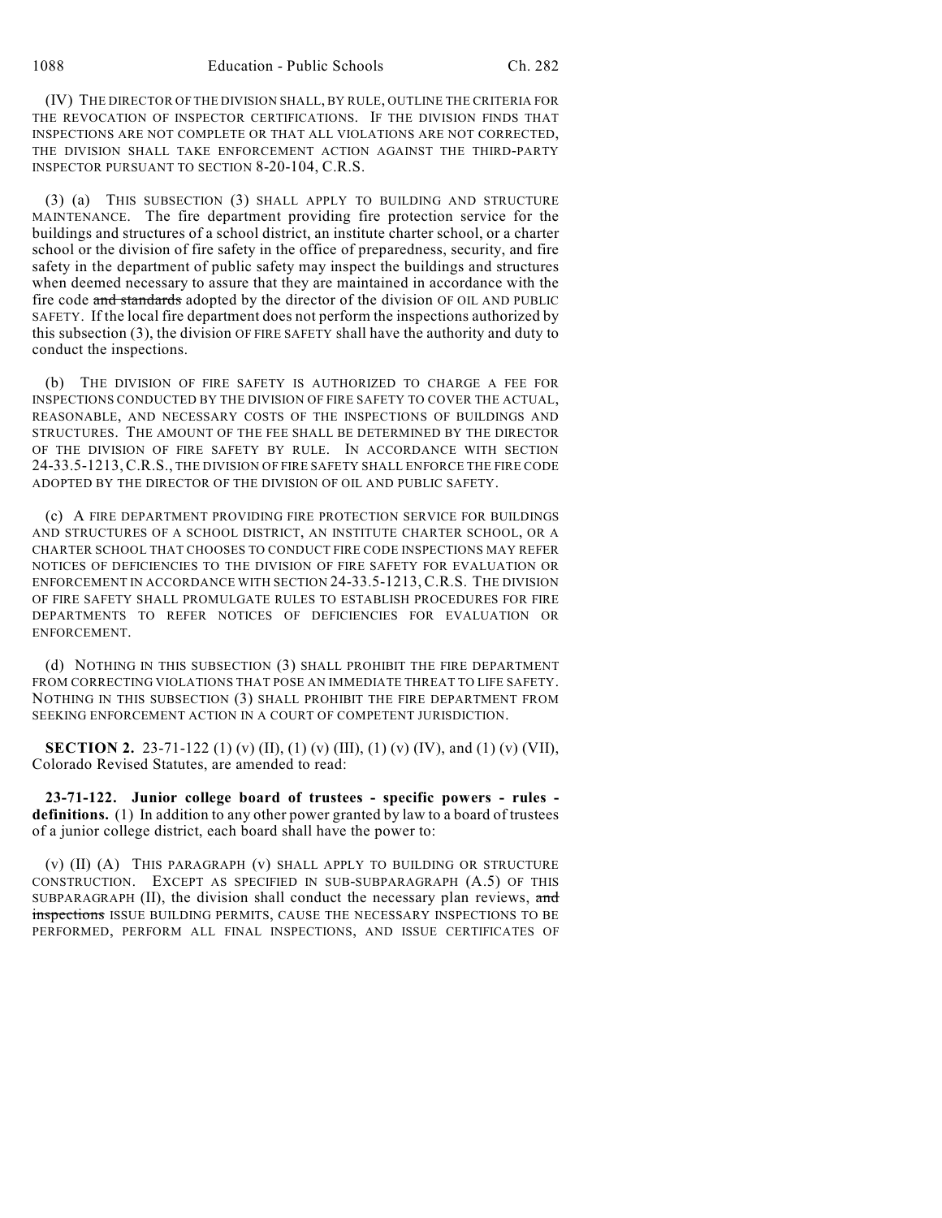(IV) THE DIRECTOR OF THE DIVISION SHALL, BY RULE, OUTLINE THE CRITERIA FOR THE REVOCATION OF INSPECTOR CERTIFICATIONS. IF THE DIVISION FINDS THAT INSPECTIONS ARE NOT COMPLETE OR THAT ALL VIOLATIONS ARE NOT CORRECTED, THE DIVISION SHALL TAKE ENFORCEMENT ACTION AGAINST THE THIRD-PARTY INSPECTOR PURSUANT TO SECTION 8-20-104, C.R.S.

(3) (a) THIS SUBSECTION (3) SHALL APPLY TO BUILDING AND STRUCTURE MAINTENANCE. The fire department providing fire protection service for the buildings and structures of a school district, an institute charter school, or a charter school or the division of fire safety in the office of preparedness, security, and fire safety in the department of public safety may inspect the buildings and structures when deemed necessary to assure that they are maintained in accordance with the fire code ~~and standards~~ adopted by the director of the division OF OIL AND PUBLIC SAFETY. If the local fire department does not perform the inspections authorized by this subsection (3), the division OF FIRE SAFETY shall have the authority and duty to conduct the inspections.

(b) THE DIVISION OF FIRE SAFETY IS AUTHORIZED TO CHARGE A FEE FOR INSPECTIONS CONDUCTED BY THE DIVISION OF FIRE SAFETY TO COVER THE ACTUAL, REASONABLE, AND NECESSARY COSTS OF THE INSPECTIONS OF BUILDINGS AND STRUCTURES. THE AMOUNT OF THE FEE SHALL BE DETERMINED BY THE DIRECTOR OF THE DIVISION OF FIRE SAFETY BY RULE. IN ACCORDANCE WITH SECTION 24-33.5-1213, C.R.S., THE DIVISION OF FIRE SAFETY SHALL ENFORCE THE FIRE CODE ADOPTED BY THE DIRECTOR OF THE DIVISION OF OIL AND PUBLIC SAFETY.

(c) A FIRE DEPARTMENT PROVIDING FIRE PROTECTION SERVICE FOR BUILDINGS AND STRUCTURES OF A SCHOOL DISTRICT, AN INSTITUTE CHARTER SCHOOL, OR A CHARTER SCHOOL THAT CHOOSES TO CONDUCT FIRE CODE INSPECTIONS MAY REFER NOTICES OF DEFICIENCIES TO THE DIVISION OF FIRE SAFETY FOR EVALUATION OR ENFORCEMENT IN ACCORDANCE WITH SECTION 24-33.5-1213, C.R.S. THE DIVISION OF FIRE SAFETY SHALL PROMULGATE RULES TO ESTABLISH PROCEDURES FOR FIRE DEPARTMENTS TO REFER NOTICES OF DEFICIENCIES FOR EVALUATION OR ENFORCEMENT.

(d) NOTHING IN THIS SUBSECTION (3) SHALL PROHIBIT THE FIRE DEPARTMENT FROM CORRECTING VIOLATIONS THAT POSE AN IMMEDIATE THREAT TO LIFE SAFETY. NOTHING IN THIS SUBSECTION (3) SHALL PROHIBIT THE FIRE DEPARTMENT FROM SEEKING ENFORCEMENT ACTION IN A COURT OF COMPETENT JURISDICTION.

**SECTION 2.** 23-71-122 (1) (v) (II), (1) (v) (III), (1) (v) (IV), and (1) (v) (VII), Colorado Revised Statutes, are amended to read:

**23-71-122. Junior college board of trustees - specific powers - rules - definitions.** (1) In addition to any other power granted by law to a board of trustees of a junior college district, each board shall have the power to:

(v) (II) (A) THIS PARAGRAPH (v) SHALL APPLY TO BUILDING OR STRUCTURE CONSTRUCTION. EXCEPT AS SPECIFIED IN SUB-SUBPARAGRAPH (A.5) OF THIS SUBPARAGRAPH (II), the division shall conduct the necessary plan reviews, ~~and inspections~~ ISSUE BUILDING PERMITS, CAUSE THE NECESSARY INSPECTIONS TO BE PERFORMED, PERFORM ALL FINAL INSPECTIONS, AND ISSUE CERTIFICATES OF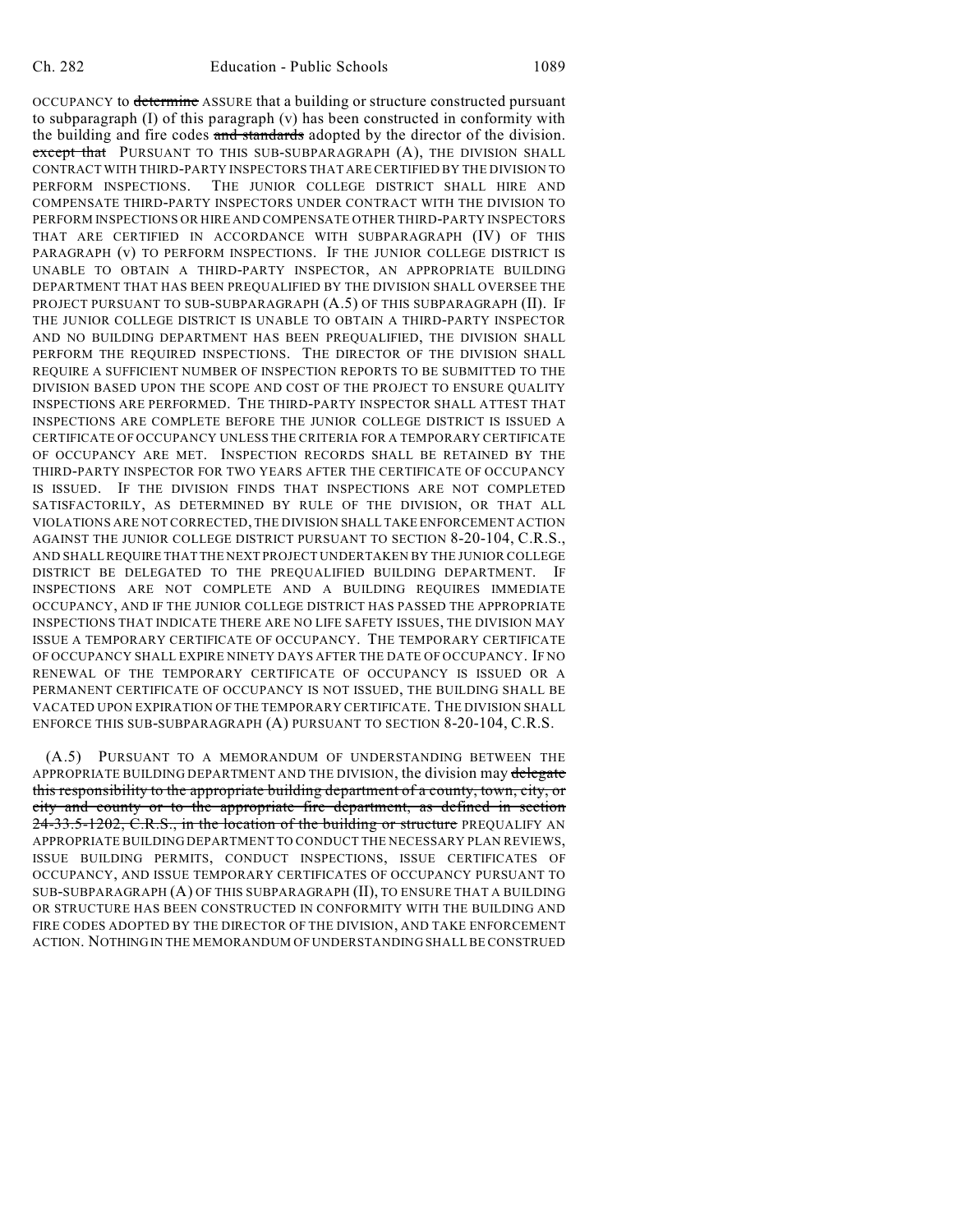OCCUPANCY to ~~determine~~ ASSURE that a building or structure constructed pursuant to subparagraph (I) of this paragraph (v) has been constructed in conformity with the building and fire codes ~~and standards~~ adopted by the director of the division. ~~except that~~ PURSUANT TO THIS SUB-SUBPARAGRAPH (A), THE DIVISION SHALL CONTRACT WITH THIRD-PARTY INSPECTORS THAT ARE CERTIFIED BY THE DIVISION TO PERFORM INSPECTIONS. THE JUNIOR COLLEGE DISTRICT SHALL HIRE AND COMPENSATE THIRD-PARTY INSPECTORS UNDER CONTRACT WITH THE DIVISION TO PERFORM INSPECTIONS OR HIRE AND COMPENSATE OTHER THIRD-PARTY INSPECTORS THAT ARE CERTIFIED IN ACCORDANCE WITH SUBPARAGRAPH (IV) OF THIS PARAGRAPH (v) TO PERFORM INSPECTIONS. IF THE JUNIOR COLLEGE DISTRICT IS UNABLE TO OBTAIN A THIRD-PARTY INSPECTOR, AN APPROPRIATE BUILDING DEPARTMENT THAT HAS BEEN PREQUALIFIED BY THE DIVISION SHALL OVERSEE THE PROJECT PURSUANT TO SUB-SUBPARAGRAPH (A.5) OF THIS SUBPARAGRAPH (II). IF THE JUNIOR COLLEGE DISTRICT IS UNABLE TO OBTAIN A THIRD-PARTY INSPECTOR AND NO BUILDING DEPARTMENT HAS BEEN PREQUALIFIED, THE DIVISION SHALL PERFORM THE REQUIRED INSPECTIONS. THE DIRECTOR OF THE DIVISION SHALL REQUIRE A SUFFICIENT NUMBER OF INSPECTION REPORTS TO BE SUBMITTED TO THE DIVISION BASED UPON THE SCOPE AND COST OF THE PROJECT TO ENSURE QUALITY INSPECTIONS ARE PERFORMED. THE THIRD-PARTY INSPECTOR SHALL ATTEST THAT INSPECTIONS ARE COMPLETE BEFORE THE JUNIOR COLLEGE DISTRICT IS ISSUED A CERTIFICATE OF OCCUPANCY UNLESS THE CRITERIA FOR A TEMPORARY CERTIFICATE OF OCCUPANCY ARE MET. INSPECTION RECORDS SHALL BE RETAINED BY THE THIRD-PARTY INSPECTOR FOR TWO YEARS AFTER THE CERTIFICATE OF OCCUPANCY IS ISSUED. IF THE DIVISION FINDS THAT INSPECTIONS ARE NOT COMPLETED SATISFACTORILY, AS DETERMINED BY RULE OF THE DIVISION, OR THAT ALL VIOLATIONS ARE NOT CORRECTED, THE DIVISION SHALL TAKE ENFORCEMENT ACTION AGAINST THE JUNIOR COLLEGE DISTRICT PURSUANT TO SECTION 8-20-104, C.R.S., AND SHALL REQUIRE THAT THE NEXT PROJECT UNDERTAKEN BY THE JUNIOR COLLEGE DISTRICT BE DELEGATED TO THE PREQUALIFIED BUILDING DEPARTMENT. IF INSPECTIONS ARE NOT COMPLETE AND A BUILDING REQUIRES IMMEDIATE OCCUPANCY, AND IF THE JUNIOR COLLEGE DISTRICT HAS PASSED THE APPROPRIATE INSPECTIONS THAT INDICATE THERE ARE NO LIFE SAFETY ISSUES, THE DIVISION MAY ISSUE A TEMPORARY CERTIFICATE OF OCCUPANCY. THE TEMPORARY CERTIFICATE OF OCCUPANCY SHALL EXPIRE NINETY DAYS AFTER THE DATE OF OCCUPANCY. IF NO RENEWAL OF THE TEMPORARY CERTIFICATE OF OCCUPANCY IS ISSUED OR A PERMANENT CERTIFICATE OF OCCUPANCY IS NOT ISSUED, THE BUILDING SHALL BE VACATED UPON EXPIRATION OF THE TEMPORARY CERTIFICATE. THE DIVISION SHALL ENFORCE THIS SUB-SUBPARAGRAPH (A) PURSUANT TO SECTION 8-20-104, C.R.S.

(A.5) PURSUANT TO A MEMORANDUM OF UNDERSTANDING BETWEEN THE APPROPRIATE BUILDING DEPARTMENT AND THE DIVISION, the division may ~~delegate this responsibility to the appropriate building department of a county, town, city, or city and county or to the appropriate fire department, as defined in section 24-33.5-1202, C.R.S., in the location of the building or structure~~ PREQUALIFY AN APPROPRIATE BUILDING DEPARTMENT TO CONDUCT THE NECESSARY PLAN REVIEWS, ISSUE BUILDING PERMITS, CONDUCT INSPECTIONS, ISSUE CERTIFICATES OF OCCUPANCY, AND ISSUE TEMPORARY CERTIFICATES OF OCCUPANCY PURSUANT TO SUB-SUBPARAGRAPH (A) OF THIS SUBPARAGRAPH (II), TO ENSURE THAT A BUILDING OR STRUCTURE HAS BEEN CONSTRUCTED IN CONFORMITY WITH THE BUILDING AND FIRE CODES ADOPTED BY THE DIRECTOR OF THE DIVISION, AND TAKE ENFORCEMENT ACTION. NOTHING IN THE MEMORANDUM OF UNDERSTANDING SHALL BE CONSTRUED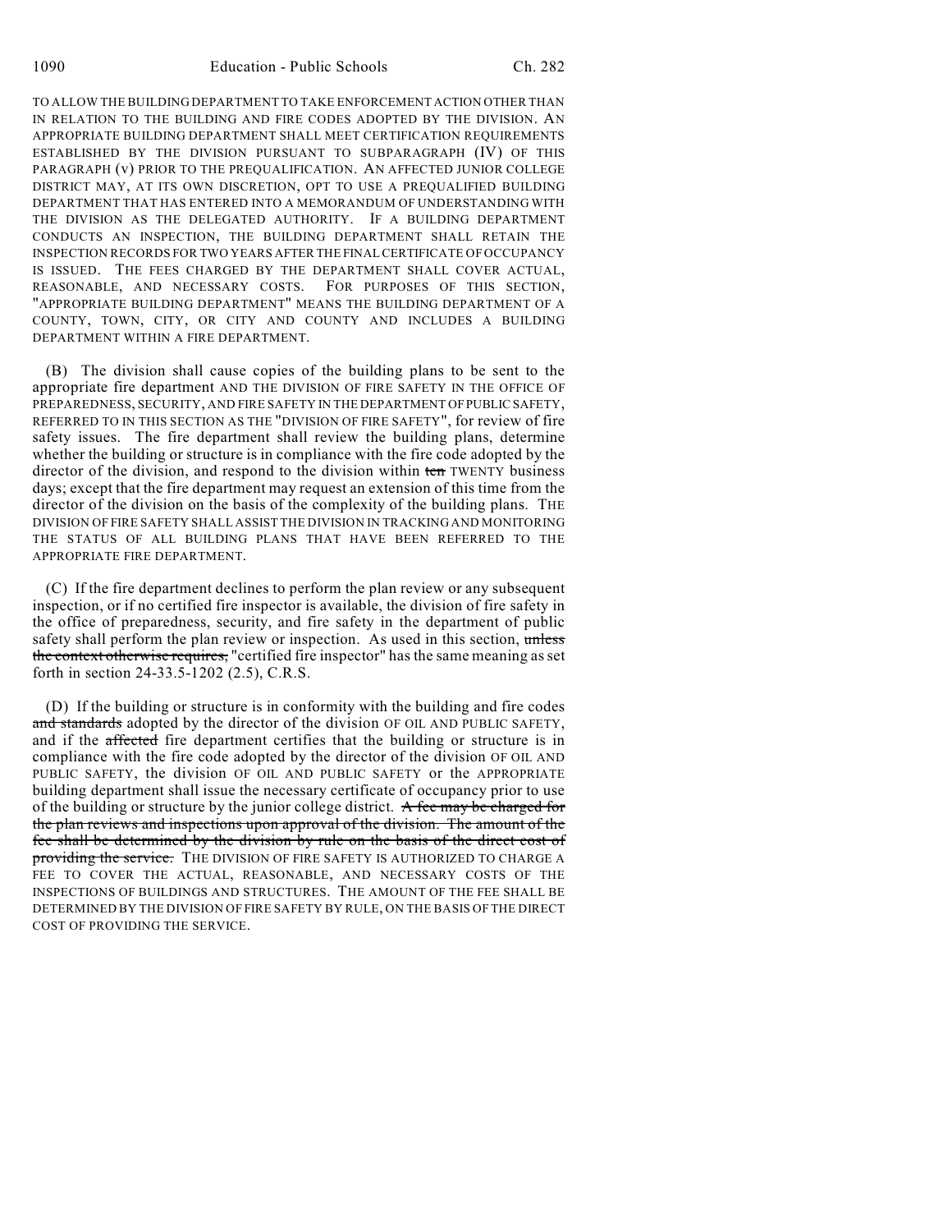TO ALLOW THE BUILDING DEPARTMENT TO TAKE ENFORCEMENT ACTION OTHER THAN IN RELATION TO THE BUILDING AND FIRE CODES ADOPTED BY THE DIVISION. AN APPROPRIATE BUILDING DEPARTMENT SHALL MEET CERTIFICATION REQUIREMENTS ESTABLISHED BY THE DIVISION PURSUANT TO SUBPARAGRAPH (IV) OF THIS PARAGRAPH (v) PRIOR TO THE PREQUALIFICATION. AN AFFECTED JUNIOR COLLEGE DISTRICT MAY, AT ITS OWN DISCRETION, OPT TO USE A PREQUALIFIED BUILDING DEPARTMENT THAT HAS ENTERED INTO A MEMORANDUM OF UNDERSTANDING WITH THE DIVISION AS THE DELEGATED AUTHORITY. IF A BUILDING DEPARTMENT CONDUCTS AN INSPECTION, THE BUILDING DEPARTMENT SHALL RETAIN THE INSPECTION RECORDS FOR TWO YEARS AFTER THE FINAL CERTIFICATE OF OCCUPANCY IS ISSUED. THE FEES CHARGED BY THE DEPARTMENT SHALL COVER ACTUAL, REASONABLE, AND NECESSARY COSTS. FOR PURPOSES OF THIS SECTION, "APPROPRIATE BUILDING DEPARTMENT" MEANS THE BUILDING DEPARTMENT OF A COUNTY, TOWN, CITY, OR CITY AND COUNTY AND INCLUDES A BUILDING DEPARTMENT WITHIN A FIRE DEPARTMENT.

(B) The division shall cause copies of the building plans to be sent to the appropriate fire department AND THE DIVISION OF FIRE SAFETY IN THE OFFICE OF PREPAREDNESS, SECURITY, AND FIRE SAFETY IN THE DEPARTMENT OF PUBLIC SAFETY, REFERRED TO IN THIS SECTION AS THE "DIVISION OF FIRE SAFETY", for review of fire safety issues. The fire department shall review the building plans, determine whether the building or structure is in compliance with the fire code adopted by the director of the division, and respond to the division within ~~ten~~ TWENTY business days; except that the fire department may request an extension of this time from the director of the division on the basis of the complexity of the building plans. THE DIVISION OF FIRE SAFETY SHALL ASSIST THE DIVISION IN TRACKING AND MONITORING THE STATUS OF ALL BUILDING PLANS THAT HAVE BEEN REFERRED TO THE APPROPRIATE FIRE DEPARTMENT.

(C) If the fire department declines to perform the plan review or any subsequent inspection, or if no certified fire inspector is available, the division of fire safety in the office of preparedness, security, and fire safety in the department of public safety shall perform the plan review or inspection. As used in this section, ~~unless the context otherwise requires,~~ "certified fire inspector" has the same meaning as set forth in section 24-33.5-1202 (2.5), C.R.S.

(D) If the building or structure is in conformity with the building and fire codes ~~and standards~~ adopted by the director of the division OF OIL AND PUBLIC SAFETY, and if the ~~affected~~ fire department certifies that the building or structure is in compliance with the fire code adopted by the director of the division OF OIL AND PUBLIC SAFETY, the division OF OIL AND PUBLIC SAFETY or the APPROPRIATE building department shall issue the necessary certificate of occupancy prior to use of the building or structure by the junior college district. ~~A fee may be charged for the plan reviews and inspections upon approval of the division. The amount of the fee shall be determined by the division by rule on the basis of the direct cost of providing the service.~~ THE DIVISION OF FIRE SAFETY IS AUTHORIZED TO CHARGE A FEE TO COVER THE ACTUAL, REASONABLE, AND NECESSARY COSTS OF THE INSPECTIONS OF BUILDINGS AND STRUCTURES. THE AMOUNT OF THE FEE SHALL BE DETERMINED BY THE DIVISION OF FIRE SAFETY BY RULE, ON THE BASIS OF THE DIRECT COST OF PROVIDING THE SERVICE.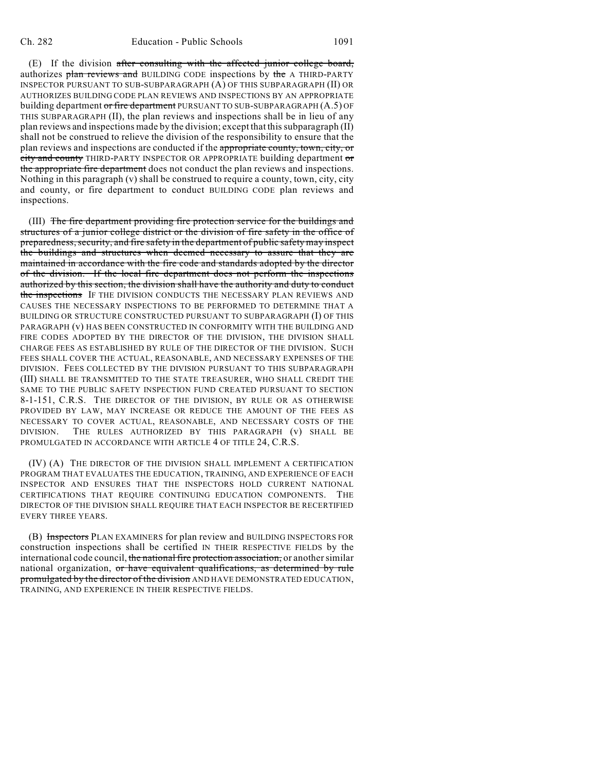(E) If the division ~~after consulting with the affected junior college board,~~ authorizes ~~plan reviews and~~ BUILDING CODE inspections by ~~the~~ A THIRD-PARTY INSPECTOR PURSUANT TO SUB-SUBPARAGRAPH (A) OF THIS SUBPARAGRAPH (II) OR AUTHORIZES BUILDING CODE PLAN REVIEWS AND INSPECTIONS BY AN APPROPRIATE building department ~~or fire department~~ PURSUANT TO SUB-SUBPARAGRAPH (A.5) OF THIS SUBPARAGRAPH (II), the plan reviews and inspections shall be in lieu of any plan reviews and inspections made by the division; except that this subparagraph (II) shall not be construed to relieve the division of the responsibility to ensure that the plan reviews and inspections are conducted if the ~~appropriate county, town, city, or city and county~~ THIRD-PARTY INSPECTOR OR APPROPRIATE building department ~~or the appropriate fire department~~ does not conduct the plan reviews and inspections. Nothing in this paragraph (v) shall be construed to require a county, town, city, city and county, or fire department to conduct BUILDING CODE plan reviews and inspections.

(III) ~~The fire department providing fire protection service for the buildings and structures of a junior college district or the division of fire safety in the office of preparedness, security, and fire safety in the department of public safety may inspect the buildings and structures when deemed necessary to assure that they are maintained in accordance with the fire code and standards adopted by the director of the division. If the local fire department does not perform the inspections authorized by this section, the division shall have the authority and duty to conduct the inspections~~ IF THE DIVISION CONDUCTS THE NECESSARY PLAN REVIEWS AND CAUSES THE NECESSARY INSPECTIONS TO BE PERFORMED TO DETERMINE THAT A BUILDING OR STRUCTURE CONSTRUCTED PURSUANT TO SUBPARAGRAPH (I) OF THIS PARAGRAPH (v) HAS BEEN CONSTRUCTED IN CONFORMITY WITH THE BUILDING AND FIRE CODES ADOPTED BY THE DIRECTOR OF THE DIVISION, THE DIVISION SHALL CHARGE FEES AS ESTABLISHED BY RULE OF THE DIRECTOR OF THE DIVISION. SUCH FEES SHALL COVER THE ACTUAL, REASONABLE, AND NECESSARY EXPENSES OF THE DIVISION. FEES COLLECTED BY THE DIVISION PURSUANT TO THIS SUBPARAGRAPH (III) SHALL BE TRANSMITTED TO THE STATE TREASURER, WHO SHALL CREDIT THE SAME TO THE PUBLIC SAFETY INSPECTION FUND CREATED PURSUANT TO SECTION 8-1-151, C.R.S. THE DIRECTOR OF THE DIVISION, BY RULE OR AS OTHERWISE PROVIDED BY LAW, MAY INCREASE OR REDUCE THE AMOUNT OF THE FEES AS NECESSARY TO COVER ACTUAL, REASONABLE, AND NECESSARY COSTS OF THE DIVISION. THE RULES AUTHORIZED BY THIS PARAGRAPH (v) SHALL BE PROMULGATED IN ACCORDANCE WITH ARTICLE 4 OF TITLE 24, C.R.S.

(IV) (A) THE DIRECTOR OF THE DIVISION SHALL IMPLEMENT A CERTIFICATION PROGRAM THAT EVALUATES THE EDUCATION, TRAINING, AND EXPERIENCE OF EACH INSPECTOR AND ENSURES THAT THE INSPECTORS HOLD CURRENT NATIONAL CERTIFICATIONS THAT REQUIRE CONTINUING EDUCATION COMPONENTS. THE DIRECTOR OF THE DIVISION SHALL REQUIRE THAT EACH INSPECTOR BE RECERTIFIED EVERY THREE YEARS.

(B) ~~Inspectors~~ PLAN EXAMINERS for plan review and BUILDING INSPECTORS FOR construction inspections shall be certified IN THEIR RESPECTIVE FIELDS by the international code council, ~~the national fire protection association,~~ or another similar national organization, ~~or have equivalent qualifications, as determined by rule promulgated by the director of the division~~ AND HAVE DEMONSTRATED EDUCATION, TRAINING, AND EXPERIENCE IN THEIR RESPECTIVE FIELDS.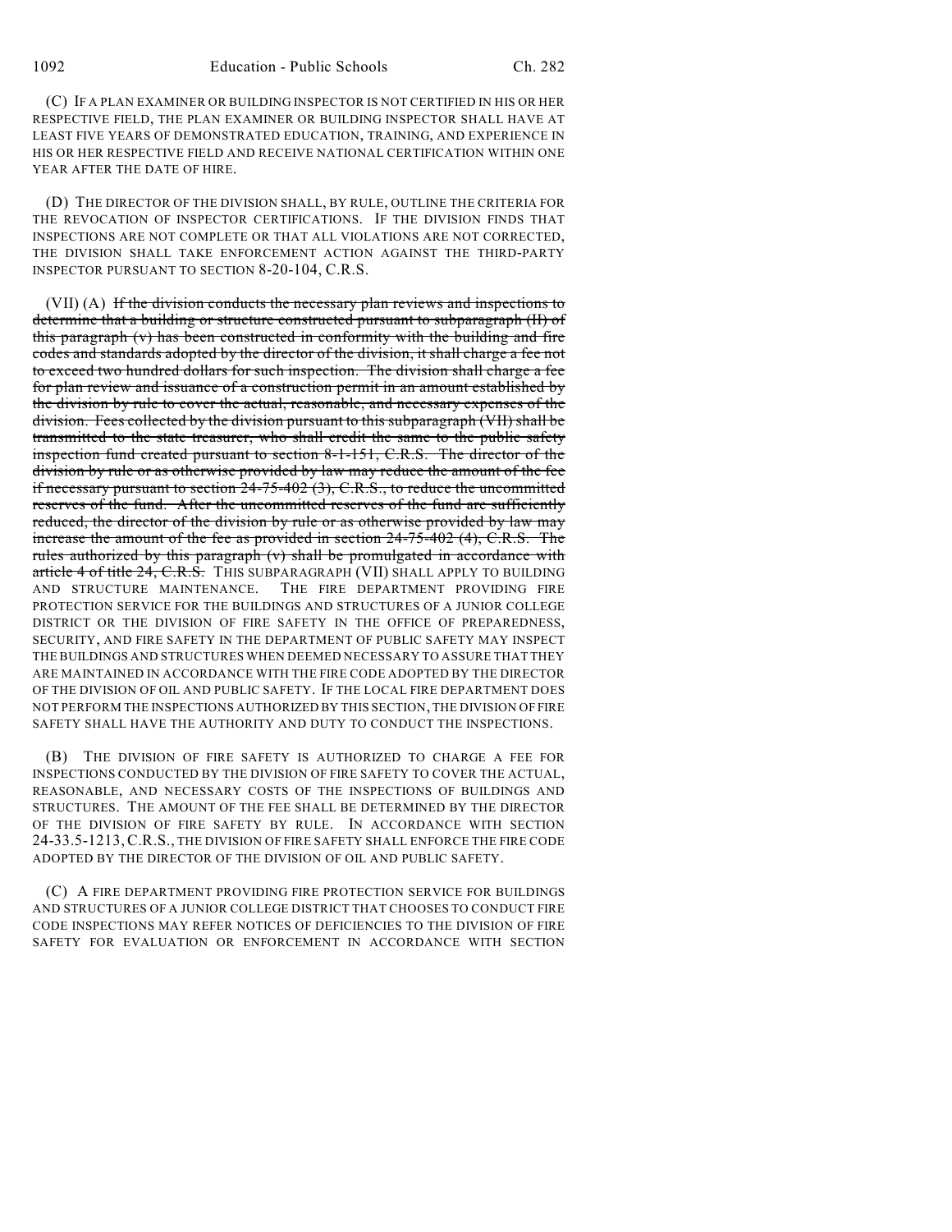(C) IF A PLAN EXAMINER OR BUILDING INSPECTOR IS NOT CERTIFIED IN HIS OR HER RESPECTIVE FIELD, THE PLAN EXAMINER OR BUILDING INSPECTOR SHALL HAVE AT LEAST FIVE YEARS OF DEMONSTRATED EDUCATION, TRAINING, AND EXPERIENCE IN HIS OR HER RESPECTIVE FIELD AND RECEIVE NATIONAL CERTIFICATION WITHIN ONE YEAR AFTER THE DATE OF HIRE.

(D) THE DIRECTOR OF THE DIVISION SHALL, BY RULE, OUTLINE THE CRITERIA FOR THE REVOCATION OF INSPECTOR CERTIFICATIONS. IF THE DIVISION FINDS THAT INSPECTIONS ARE NOT COMPLETE OR THAT ALL VIOLATIONS ARE NOT CORRECTED, THE DIVISION SHALL TAKE ENFORCEMENT ACTION AGAINST THE THIRD-PARTY INSPECTOR PURSUANT TO SECTION 8-20-104, C.R.S.

(VII) (A) ~~If the division conducts the necessary plan reviews and inspections to determine that a building or structure constructed pursuant to subparagraph (II) of this paragraph (v) has been constructed in conformity with the building and fire codes and standards adopted by the director of the division, it shall charge a fee not to exceed two hundred dollars for such inspection. The division shall charge a fee for plan review and issuance of a construction permit in an amount established by the division by rule to cover the actual, reasonable, and necessary expenses of the division. Fees collected by the division pursuant to this subparagraph (VII) shall be transmitted to the state treasurer, who shall credit the same to the public safety inspection fund created pursuant to section 8-1-151, C.R.S. The director of the division by rule or as otherwise provided by law may reduce the amount of the fee if necessary pursuant to section 24-75-402 (3), C.R.S., to reduce the uncommitted reserves of the fund. After the uncommitted reserves of the fund are sufficiently reduced, the director of the division by rule or as otherwise provided by law may increase the amount of the fee as provided in section 24-75-402 (4), C.R.S. The rules authorized by this paragraph (v) shall be promulgated in accordance with article 4 of title 24, C.R.S.~~ THIS SUBPARAGRAPH (VII) SHALL APPLY TO BUILDING AND STRUCTURE MAINTENANCE. THE FIRE DEPARTMENT PROVIDING FIRE PROTECTION SERVICE FOR THE BUILDINGS AND STRUCTURES OF A JUNIOR COLLEGE DISTRICT OR THE DIVISION OF FIRE SAFETY IN THE OFFICE OF PREPAREDNESS, SECURITY, AND FIRE SAFETY IN THE DEPARTMENT OF PUBLIC SAFETY MAY INSPECT THE BUILDINGS AND STRUCTURES WHEN DEEMED NECESSARY TO ASSURE THAT THEY ARE MAINTAINED IN ACCORDANCE WITH THE FIRE CODE ADOPTED BY THE DIRECTOR OF THE DIVISION OF OIL AND PUBLIC SAFETY. IF THE LOCAL FIRE DEPARTMENT DOES NOT PERFORM THE INSPECTIONS AUTHORIZED BY THIS SECTION, THE DIVISION OF FIRE SAFETY SHALL HAVE THE AUTHORITY AND DUTY TO CONDUCT THE INSPECTIONS.

(B) THE DIVISION OF FIRE SAFETY IS AUTHORIZED TO CHARGE A FEE FOR INSPECTIONS CONDUCTED BY THE DIVISION OF FIRE SAFETY TO COVER THE ACTUAL, REASONABLE, AND NECESSARY COSTS OF THE INSPECTIONS OF BUILDINGS AND STRUCTURES. THE AMOUNT OF THE FEE SHALL BE DETERMINED BY THE DIRECTOR OF THE DIVISION OF FIRE SAFETY BY RULE. IN ACCORDANCE WITH SECTION 24-33.5-1213, C.R.S., THE DIVISION OF FIRE SAFETY SHALL ENFORCE THE FIRE CODE ADOPTED BY THE DIRECTOR OF THE DIVISION OF OIL AND PUBLIC SAFETY.

(C) A FIRE DEPARTMENT PROVIDING FIRE PROTECTION SERVICE FOR BUILDINGS AND STRUCTURES OF A JUNIOR COLLEGE DISTRICT THAT CHOOSES TO CONDUCT FIRE CODE INSPECTIONS MAY REFER NOTICES OF DEFICIENCIES TO THE DIVISION OF FIRE SAFETY FOR EVALUATION OR ENFORCEMENT IN ACCORDANCE WITH SECTION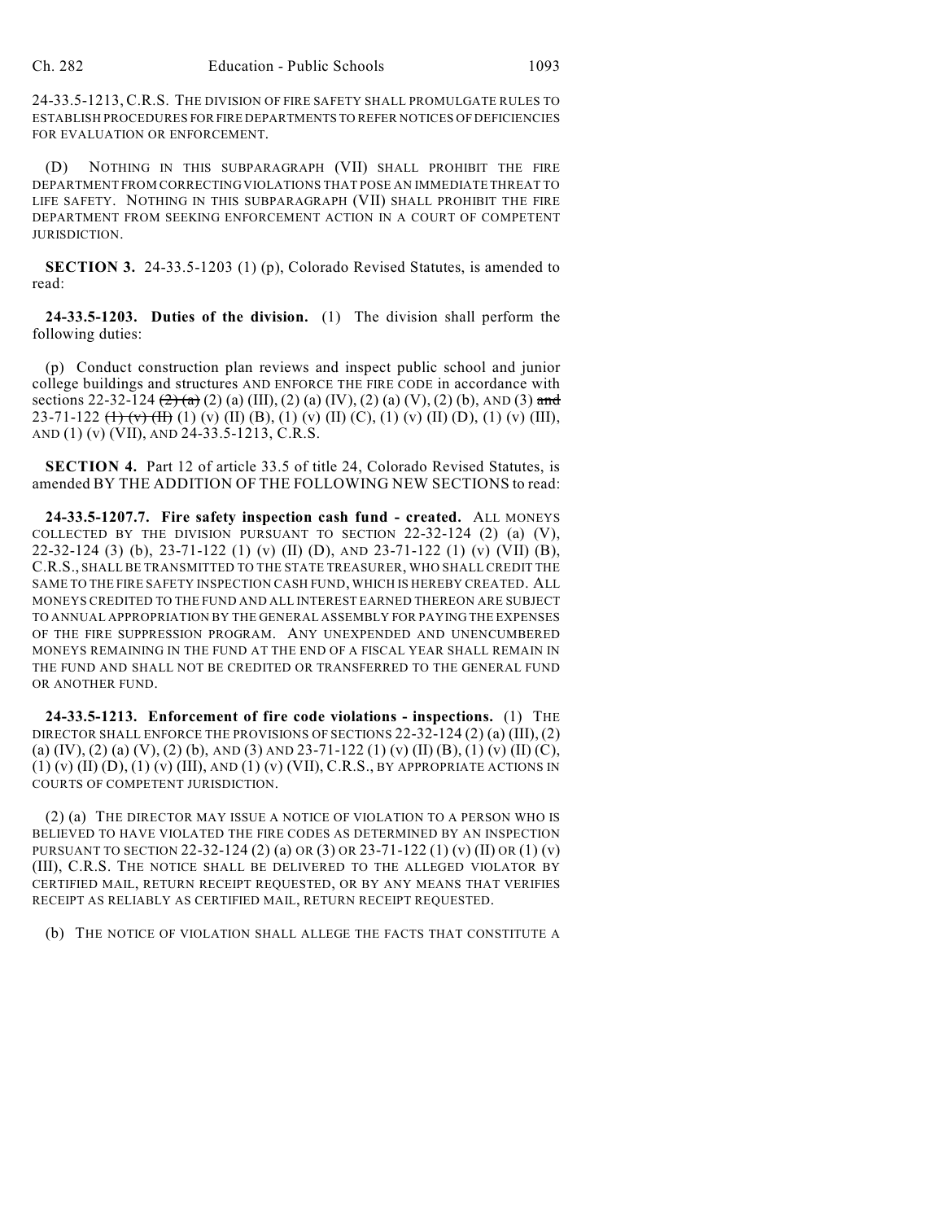24-33.5-1213, C.R.S. THE DIVISION OF FIRE SAFETY SHALL PROMULGATE RULES TO ESTABLISH PROCEDURES FOR FIRE DEPARTMENTS TO REFER NOTICES OF DEFICIENCIES FOR EVALUATION OR ENFORCEMENT.

(D) NOTHING IN THIS SUBPARAGRAPH (VII) SHALL PROHIBIT THE FIRE DEPARTMENT FROM CORRECTING VIOLATIONS THAT POSE AN IMMEDIATE THREAT TO LIFE SAFETY. NOTHING IN THIS SUBPARAGRAPH (VII) SHALL PROHIBIT THE FIRE DEPARTMENT FROM SEEKING ENFORCEMENT ACTION IN A COURT OF COMPETENT JURISDICTION.

**SECTION 3.** 24-33.5-1203 (1) (p), Colorado Revised Statutes, is amended to read:

**24-33.5-1203. Duties of the division.** (1) The division shall perform the following duties:

(p) Conduct construction plan reviews and inspect public school and junior college buildings and structures AND ENFORCE THE FIRE CODE in accordance with sections 22-32-124 ~~(2) (a)~~ (2) (a) (III), (2) (a) (IV), (2) (a) (V), (2) (b), AND (3) ~~and~~ 23-71-122 ~~(1) (v) (II)~~ (1) (v) (II) (B), (1) (v) (II) (C), (1) (v) (II) (D), (1) (v) (III), AND (1) (v) (VII), AND 24-33.5-1213, C.R.S.

**SECTION 4.** Part 12 of article 33.5 of title 24, Colorado Revised Statutes, is amended BY THE ADDITION OF THE FOLLOWING NEW SECTIONS to read:

**24-33.5-1207.7. Fire safety inspection cash fund - created.** ALL MONEYS COLLECTED BY THE DIVISION PURSUANT TO SECTION 22-32-124 (2) (a) (V), 22-32-124 (3) (b), 23-71-122 (1) (v) (II) (D), AND 23-71-122 (1) (v) (VII) (B), C.R.S., SHALL BE TRANSMITTED TO THE STATE TREASURER, WHO SHALL CREDIT THE SAME TO THE FIRE SAFETY INSPECTION CASH FUND, WHICH IS HEREBY CREATED. ALL MONEYS CREDITED TO THE FUND AND ALL INTEREST EARNED THEREON ARE SUBJECT TO ANNUAL APPROPRIATION BY THE GENERAL ASSEMBLY FOR PAYING THE EXPENSES OF THE FIRE SUPPRESSION PROGRAM. ANY UNEXPENDED AND UNENCUMBERED MONEYS REMAINING IN THE FUND AT THE END OF A FISCAL YEAR SHALL REMAIN IN THE FUND AND SHALL NOT BE CREDITED OR TRANSFERRED TO THE GENERAL FUND OR ANOTHER FUND.

**24-33.5-1213. Enforcement of fire code violations - inspections.** (1) THE DIRECTOR SHALL ENFORCE THE PROVISIONS OF SECTIONS 22-32-124 (2) (a) (III), (2) (a) (IV), (2) (a) (V), (2) (b), AND (3) AND 23-71-122 (1) (v) (II) (B), (1) (v) (II) (C), (1) (v) (II) (D), (1) (v) (III), AND (1) (v) (VII), C.R.S., BY APPROPRIATE ACTIONS IN COURTS OF COMPETENT JURISDICTION.

(2) (a) THE DIRECTOR MAY ISSUE A NOTICE OF VIOLATION TO A PERSON WHO IS BELIEVED TO HAVE VIOLATED THE FIRE CODES AS DETERMINED BY AN INSPECTION PURSUANT TO SECTION 22-32-124 (2) (a) OR (3) OR 23-71-122 (1) (v) (II) OR (1) (v) (III), C.R.S. THE NOTICE SHALL BE DELIVERED TO THE ALLEGED VIOLATOR BY CERTIFIED MAIL, RETURN RECEIPT REQUESTED, OR BY ANY MEANS THAT VERIFIES RECEIPT AS RELIABLY AS CERTIFIED MAIL, RETURN RECEIPT REQUESTED.

(b) THE NOTICE OF VIOLATION SHALL ALLEGE THE FACTS THAT CONSTITUTE A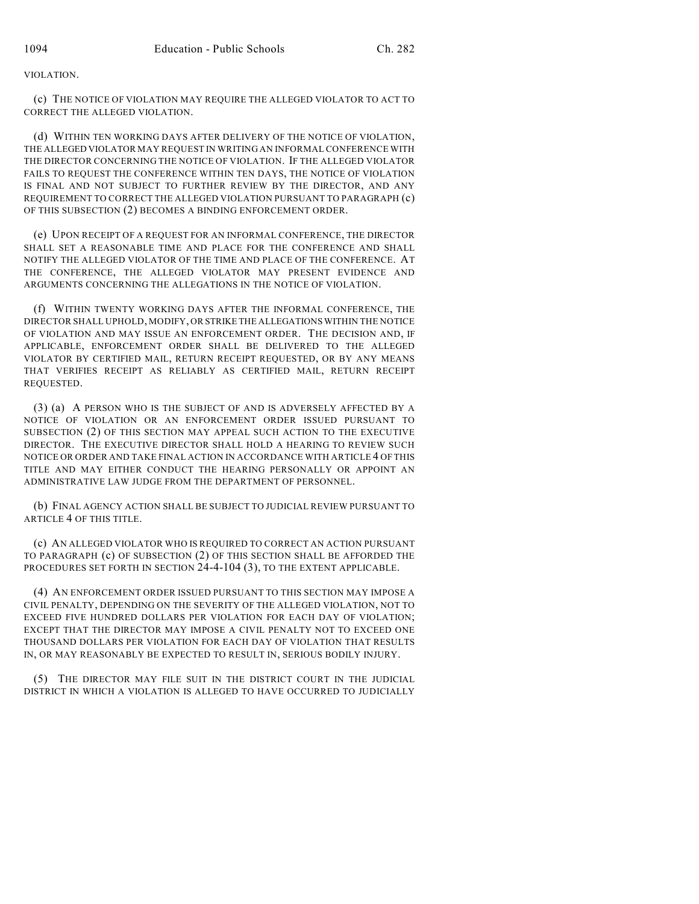VIOLATION.

(c) THE NOTICE OF VIOLATION MAY REQUIRE THE ALLEGED VIOLATOR TO ACT TO CORRECT THE ALLEGED VIOLATION.

(d) WITHIN TEN WORKING DAYS AFTER DELIVERY OF THE NOTICE OF VIOLATION, THE ALLEGED VIOLATOR MAY REQUEST IN WRITING AN INFORMAL CONFERENCE WITH THE DIRECTOR CONCERNING THE NOTICE OF VIOLATION. IF THE ALLEGED VIOLATOR FAILS TO REQUEST THE CONFERENCE WITHIN TEN DAYS, THE NOTICE OF VIOLATION IS FINAL AND NOT SUBJECT TO FURTHER REVIEW BY THE DIRECTOR, AND ANY REQUIREMENT TO CORRECT THE ALLEGED VIOLATION PURSUANT TO PARAGRAPH (c) OF THIS SUBSECTION (2) BECOMES A BINDING ENFORCEMENT ORDER.

(e) UPON RECEIPT OF A REQUEST FOR AN INFORMAL CONFERENCE, THE DIRECTOR SHALL SET A REASONABLE TIME AND PLACE FOR THE CONFERENCE AND SHALL NOTIFY THE ALLEGED VIOLATOR OF THE TIME AND PLACE OF THE CONFERENCE. AT THE CONFERENCE, THE ALLEGED VIOLATOR MAY PRESENT EVIDENCE AND ARGUMENTS CONCERNING THE ALLEGATIONS IN THE NOTICE OF VIOLATION.

(f) WITHIN TWENTY WORKING DAYS AFTER THE INFORMAL CONFERENCE, THE DIRECTOR SHALL UPHOLD, MODIFY, OR STRIKE THE ALLEGATIONS WITHIN THE NOTICE OF VIOLATION AND MAY ISSUE AN ENFORCEMENT ORDER. THE DECISION AND, IF APPLICABLE, ENFORCEMENT ORDER SHALL BE DELIVERED TO THE ALLEGED VIOLATOR BY CERTIFIED MAIL, RETURN RECEIPT REQUESTED, OR BY ANY MEANS THAT VERIFIES RECEIPT AS RELIABLY AS CERTIFIED MAIL, RETURN RECEIPT REQUESTED.

(3) (a) A PERSON WHO IS THE SUBJECT OF AND IS ADVERSELY AFFECTED BY A NOTICE OF VIOLATION OR AN ENFORCEMENT ORDER ISSUED PURSUANT TO SUBSECTION (2) OF THIS SECTION MAY APPEAL SUCH ACTION TO THE EXECUTIVE DIRECTOR. THE EXECUTIVE DIRECTOR SHALL HOLD A HEARING TO REVIEW SUCH NOTICE OR ORDER AND TAKE FINAL ACTION IN ACCORDANCE WITH ARTICLE 4 OF THIS TITLE AND MAY EITHER CONDUCT THE HEARING PERSONALLY OR APPOINT AN ADMINISTRATIVE LAW JUDGE FROM THE DEPARTMENT OF PERSONNEL.

(b) FINAL AGENCY ACTION SHALL BE SUBJECT TO JUDICIAL REVIEW PURSUANT TO ARTICLE 4 OF THIS TITLE.

(c) AN ALLEGED VIOLATOR WHO IS REQUIRED TO CORRECT AN ACTION PURSUANT TO PARAGRAPH (c) OF SUBSECTION (2) OF THIS SECTION SHALL BE AFFORDED THE PROCEDURES SET FORTH IN SECTION 24-4-104 (3), TO THE EXTENT APPLICABLE.

(4) AN ENFORCEMENT ORDER ISSUED PURSUANT TO THIS SECTION MAY IMPOSE A CIVIL PENALTY, DEPENDING ON THE SEVERITY OF THE ALLEGED VIOLATION, NOT TO EXCEED FIVE HUNDRED DOLLARS PER VIOLATION FOR EACH DAY OF VIOLATION; EXCEPT THAT THE DIRECTOR MAY IMPOSE A CIVIL PENALTY NOT TO EXCEED ONE THOUSAND DOLLARS PER VIOLATION FOR EACH DAY OF VIOLATION THAT RESULTS IN, OR MAY REASONABLY BE EXPECTED TO RESULT IN, SERIOUS BODILY INJURY.

(5) THE DIRECTOR MAY FILE SUIT IN THE DISTRICT COURT IN THE JUDICIAL DISTRICT IN WHICH A VIOLATION IS ALLEGED TO HAVE OCCURRED TO JUDICIALLY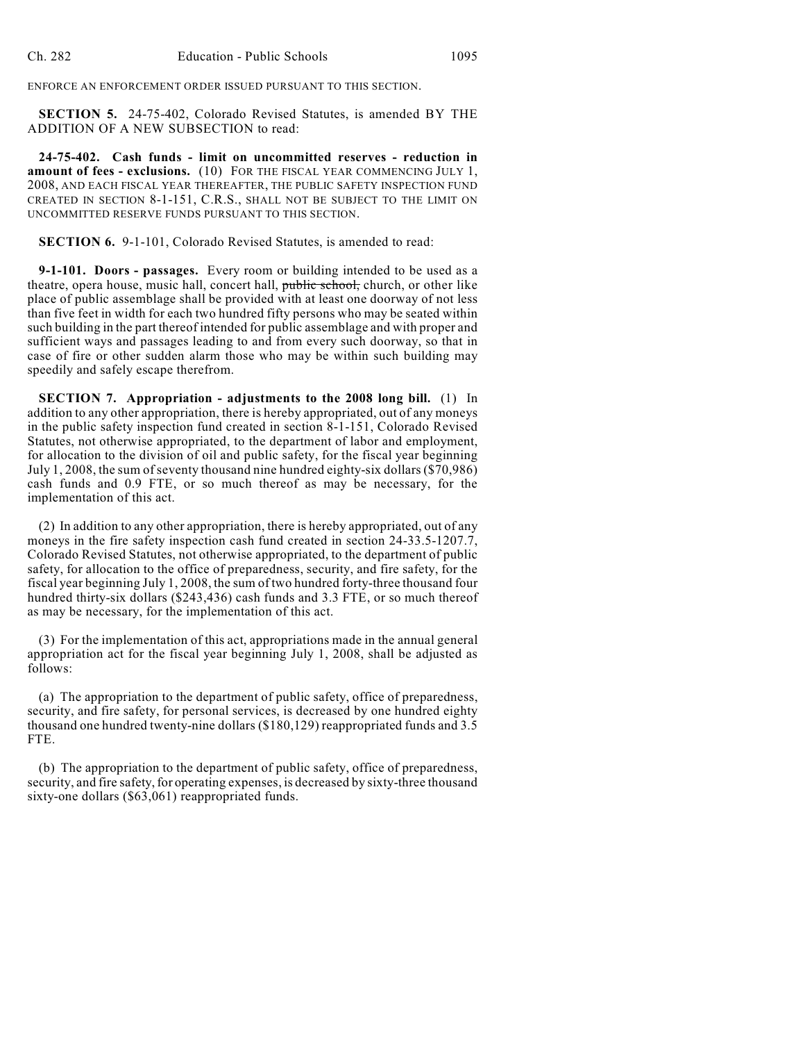ENFORCE AN ENFORCEMENT ORDER ISSUED PURSUANT TO THIS SECTION.

**SECTION 5.** 24-75-402, Colorado Revised Statutes, is amended BY THE ADDITION OF A NEW SUBSECTION to read:

**24-75-402. Cash funds - limit on uncommitted reserves - reduction in amount of fees - exclusions.** (10) FOR THE FISCAL YEAR COMMENCING JULY 1, 2008, AND EACH FISCAL YEAR THEREAFTER, THE PUBLIC SAFETY INSPECTION FUND CREATED IN SECTION 8-1-151, C.R.S., SHALL NOT BE SUBJECT TO THE LIMIT ON UNCOMMITTED RESERVE FUNDS PURSUANT TO THIS SECTION.

**SECTION 6.** 9-1-101, Colorado Revised Statutes, is amended to read:

**9-1-101. Doors - passages.** Every room or building intended to be used as a theatre, opera house, music hall, concert hall, ~~public school,~~ church, or other like place of public assemblage shall be provided with at least one doorway of not less than five feet in width for each two hundred fifty persons who may be seated within such building in the part thereof intended for public assemblage and with proper and sufficient ways and passages leading to and from every such doorway, so that in case of fire or other sudden alarm those who may be within such building may speedily and safely escape therefrom.

**SECTION 7. Appropriation - adjustments to the 2008 long bill.** (1) In addition to any other appropriation, there is hereby appropriated, out of any moneys in the public safety inspection fund created in section 8-1-151, Colorado Revised Statutes, not otherwise appropriated, to the department of labor and employment, for allocation to the division of oil and public safety, for the fiscal year beginning July 1, 2008, the sum of seventy thousand nine hundred eighty-six dollars ($70,986) cash funds and 0.9 FTE, or so much thereof as may be necessary, for the implementation of this act.

(2) In addition to any other appropriation, there is hereby appropriated, out of any moneys in the fire safety inspection cash fund created in section 24-33.5-1207.7, Colorado Revised Statutes, not otherwise appropriated, to the department of public safety, for allocation to the office of preparedness, security, and fire safety, for the fiscal year beginning July 1, 2008, the sum of two hundred forty-three thousand four hundred thirty-six dollars ($243,436) cash funds and 3.3 FTE, or so much thereof as may be necessary, for the implementation of this act.

(3) For the implementation of this act, appropriations made in the annual general appropriation act for the fiscal year beginning July 1, 2008, shall be adjusted as follows:

(a) The appropriation to the department of public safety, office of preparedness, security, and fire safety, for personal services, is decreased by one hundred eighty thousand one hundred twenty-nine dollars ($180,129) reappropriated funds and 3.5 FTE.

(b) The appropriation to the department of public safety, office of preparedness, security, and fire safety, for operating expenses, is decreased by sixty-three thousand sixty-one dollars ($63,061) reappropriated funds.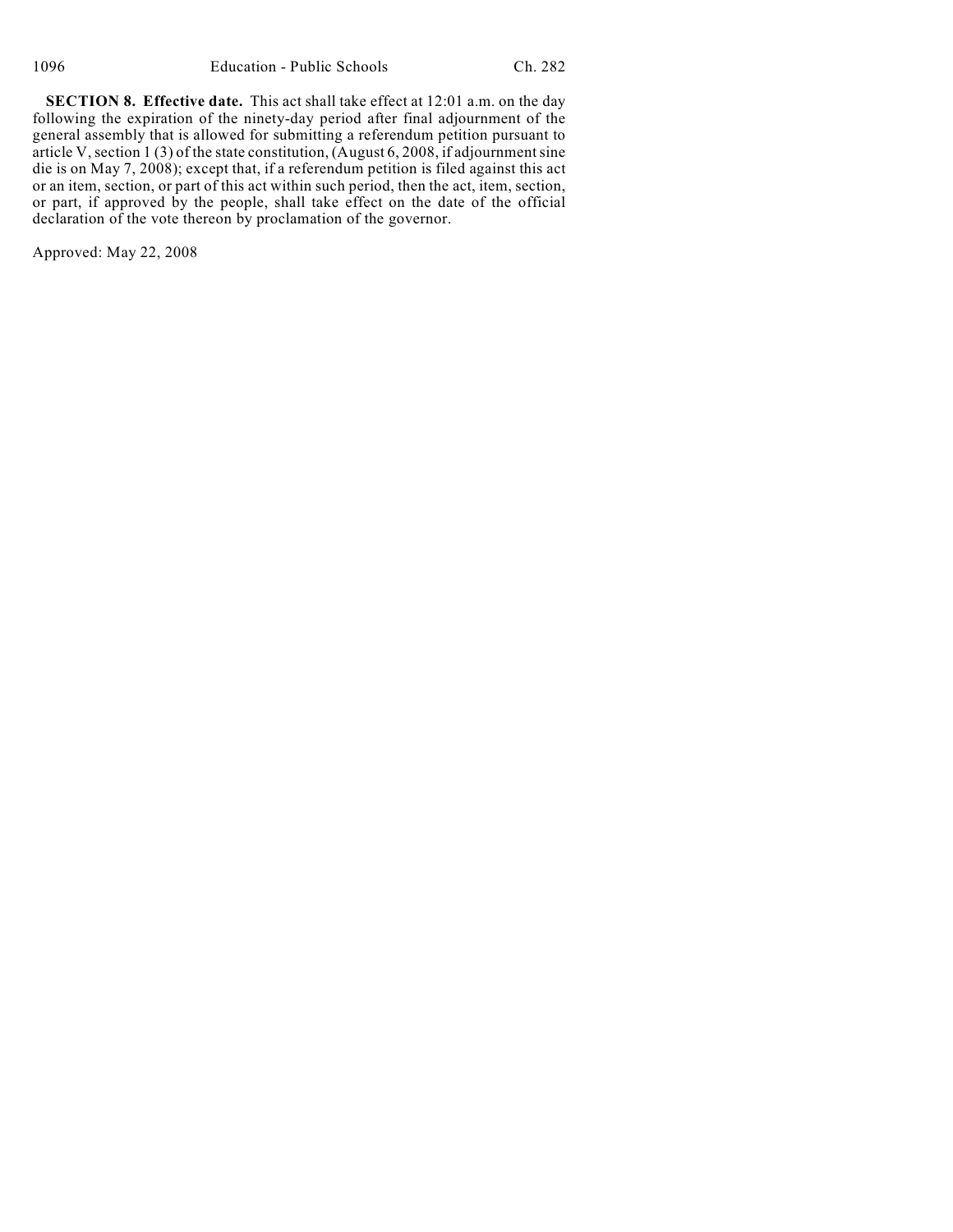**SECTION 8. Effective date.** This act shall take effect at 12:01 a.m. on the day following the expiration of the ninety-day period after final adjournment of the general assembly that is allowed for submitting a referendum petition pursuant to article V, section 1 (3) of the state constitution, (August 6, 2008, if adjournment sine die is on May 7, 2008); except that, if a referendum petition is filed against this act or an item, section, or part of this act within such period, then the act, item, section, or part, if approved by the people, shall take effect on the date of the official declaration of the vote thereon by proclamation of the governor.

Approved: May 22, 2008